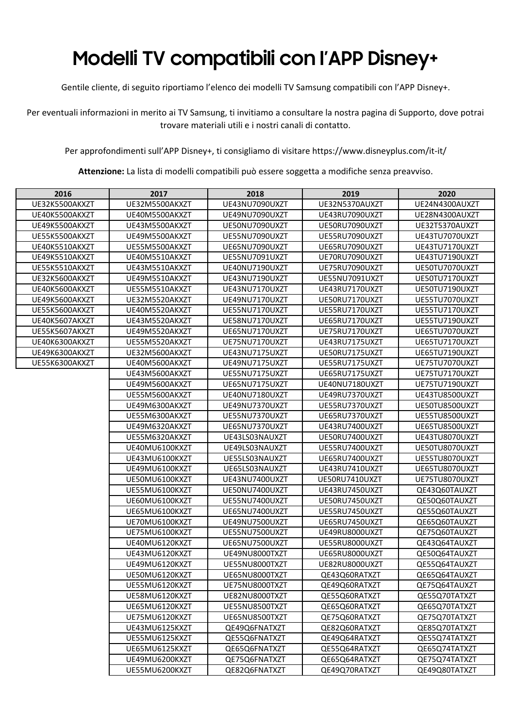# Modelli TV compatibili con l'APP Disney+

Gentile cliente, di seguito riportiamo l'elenco dei modelli TV Samsung compatibili con l'APP Disney+.

Per eventuali informazioni in merito ai TV Samsung, ti invitiamo a consultare la nostra pagina di Supporto, dove potrai trovare materiali utili e i nostri canali di contatto.

Per approfondimenti sull'APP Disney+, ti consigliamo di visitare https://www.disneyplus.com/it-it/

**Attenzione:** La lista di modelli compatibili può essere soggetta a modifiche senza preavviso.

| 2016 | 2017 | 2018 | 2019 | 2020 |
|---|---|---|---|---|
| UE32K5500AKXZT | UE32M5500AKXZT | UE43NU7090UXZT | UE32N5370AUXZT | UE24N4300AUXZT |
| UE40K5500AKXZT | UE40M5500AKXZT | UE49NU7090UXZT | UE43RU7090UXZT | UE28N4300AUXZT |
| UE49K5500AKXZT | UE43M5500AKXZT | UE50NU7090UXZT | UE50RU7090UXZT | UE32T5370AUXZT |
| UE55K5500AKXZT | UE49M5500AKXZT | UE55NU7090UXZT | UE55RU7090UXZT | UE43TU7070UXZT |
| UE40K5510AKXZT | UE55M5500AKXZT | UE65NU7090UXZT | UE65RU7090UXZT | UE43TU7170UXZT |
| UE49K5510AKXZT | UE40M5510AKXZT | UE55NU7091UXZT | UE70RU7090UXZT | UE43TU7190UXZT |
| UE55K5510AKXZT | UE43M5510AKXZT | UE40NU7190UXZT | UE75RU7090UXZT | UE50TU7070UXZT |
| UE32K5600AKXZT | UE49M5510AKXZT | UE43NU7190UXZT | UE55NU7091UXZT | UE50TU7170UXZT |
| UE40K5600AKXZT | UE55M5510AKXZT | UE43NU7170UXZT | UE43RU7170UXZT | UE50TU7190UXZT |
| UE49K5600AKXZT | UE32M5520AKXZT | UE49NU7170UXZT | UE50RU7170UXZT | UE55TU7070UXZT |
| UE55K5600AKXZT | UE40M5520AKXZT | UE55NU7170UXZT | UE55RU7170UXZT | UE55TU7170UXZT |
| UE40K5607AKXZT | UE43M5520AKXZT | UE58NU7170UXZT | UE65RU7170UXZT | UE55TU7190UXZT |
| UE55K5607AKXZT | UE49M5520AKXZT | UE65NU7170UXZT | UE75RU7170UXZT | UE65TU7070UXZT |
| UE40K6300AKXZT | UE55M5520AKXZT | UE75NU7170UXZT | UE43RU7175UXZT | UE65TU7170UXZT |
| UE49K6300AKXZT | UE32M5600AKXZT | UE43NU7175UXZT | UE50RU7175UXZT | UE65TU7190UXZT |
| UE55K6300AKXZT | UE40M5600AKXZT | UE49NU7175UXZT | UE55RU7175UXZT | UE75TU7070UXZT |
| | UE43M5600AKXZT | UE55NU7175UXZT | UE65RU7175UXZT | UE75TU7170UXZT |
| | UE49M5600AKXZT | UE65NU7175UXZT | UE40NU7180UXZT | UE75TU7190UXZT |
| | UE55M5600AKXZT | UE40NU7180UXZT | UE49RU7370UXZT | UE43TU8500UXZT |
| | UE49M6300AKXZT | UE49NU7370UXZT | UE55RU7370UXZT | UE50TU8500UXZT |
| | UE55M6300AKXZT | UE55NU7370UXZT | UE65RU7370UXZT | UE55TU8500UXZT |
| | UE49M6320AKXZT | UE65NU7370UXZT | UE43RU7400UXZT | UE65TU8500UXZT |
| | UE55M6320AKXZT | UE43LS03NAUXZT | UE50RU7400UXZT | UE43TU8070UXZT |
| | UE40MU6100KXZT | UE49LS03NAUXZT | UE55RU7400UXZT | UE50TU8070UXZT |
| | UE43MU6100KXZT | UE55LS03NAUXZT | UE65RU7400UXZT | UE55TU8070UXZT |
| | UE49MU6100KXZT | UE65LS03NAUXZT | UE43RU7410UXZT | UE65TU8070UXZT |
| | UE50MU6100KXZT | UE43NU7400UXZT | UE50RU7410UXZT | UE75TU8070UXZT |
| | UE55MU6100KXZT | UE50NU7400UXZT | UE43RU7450UXZT | QE43Q60TAUXZT |
| | UE60MU6100KXZT | UE55NU7400UXZT | UE50RU7450UXZT | QE50Q60TAUXZT |
| | UE65MU6100KXZT | UE65NU7400UXZT | UE55RU7450UXZT | QE55Q60TAUXZT |
| | UE70MU6100KXZT | UE49NU7500UXZT | UE65RU7450UXZT | QE65Q60TAUXZT |
| | UE75MU6100KXZT | UE55NU7500UXZT | UE49RU8000UXZT | QE75Q60TAUXZT |
| | UE40MU6120KXZT | UE65NU7500UXZT | UE55RU8000UXZT | QE43Q64TAUXZT |
| | UE43MU6120KXZT | UE49NU8000TXZT | UE65RU8000UXZT | QE50Q64TAUXZT |
| | UE49MU6120KXZT | UE55NU8000TXZT | UE82RU8000UXZT | QE55Q64TAUXZT |
| | UE50MU6120KXZT | UE65NU8000TXZT | QE43Q60RATXZT | QE65Q64TAUXZT |
| | UE55MU6120KXZT | UE75NU8000TXZT | QE49Q60RATXZT | QE75Q64TAUXZT |
| | UE58MU6120KXZT | UE82NU8000TXZT | QE55Q60RATXZT | QE55Q70TATXZT |
| | UE65MU6120KXZT | UE55NU8500TXZT | QE65Q60RATXZT | QE65Q70TATXZT |
| | UE75MU6120KXZT | UE65NU8500TXZT | QE75Q60RATXZT | QE75Q70TATXZT |
| | UE43MU6125KXZT | QE49Q6FNATXZT | QE82Q60RATXZT | QE85Q70TATXZT |
| | UE55MU6125KXZT | QE55Q6FNATXZT | QE49Q64RATXZT | QE55Q74TATXZT |
| | UE65MU6125KXZT | QE65Q6FNATXZT | QE55Q64RATXZT | QE65Q74TATXZT |
| | UE49MU6200KXZT | QE75Q6FNATXZT | QE65Q64RATXZT | QE75Q74TATXZT |
| | UE55MU6200KXZT | QE82Q6FNATXZT | QE49Q70RATXZT | QE49Q80TATXZT |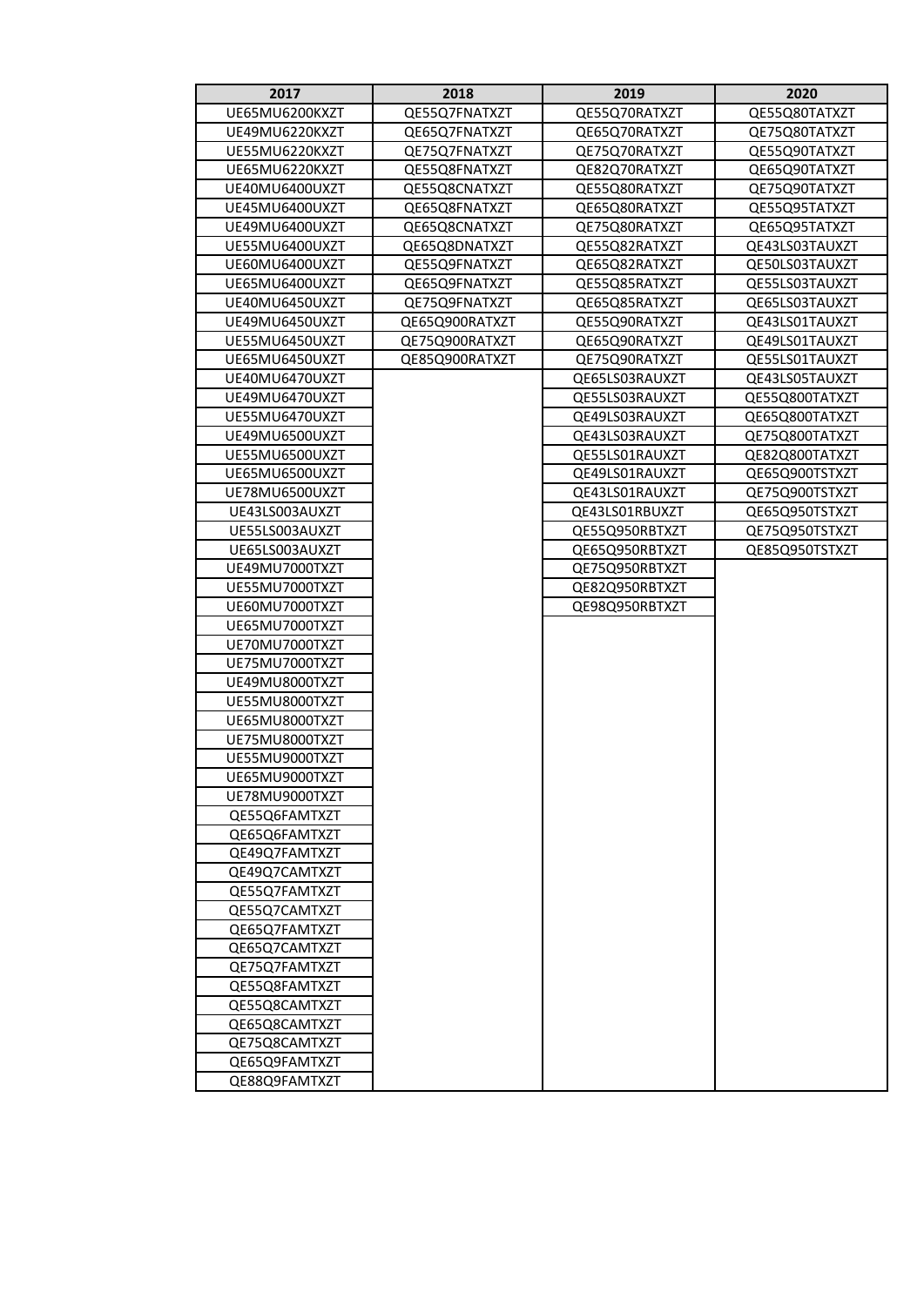| 2017 | 2018 | 2019 | 2020 |
|---|---|---|---|
| UE65MU6200KXZT | QE55Q7FNATXZT | QE55Q70RATXZT | QE55Q80TATXZT |
| UE49MU6220KXZT | QE65Q7FNATXZT | QE65Q70RATXZT | QE75Q80TATXZT |
| UE55MU6220KXZT | QE75Q7FNATXZT | QE75Q70RATXZT | QE55Q90TATXZT |
| UE65MU6220KXZT | QE55Q8FNATXZT | QE82Q70RATXZT | QE65Q90TATXZT |
| UE40MU6400UXZT | QE55Q8CNATXZT | QE55Q80RATXZT | QE75Q90TATXZT |
| UE45MU6400UXZT | QE65Q8FNATXZT | QE65Q80RATXZT | QE55Q95TATXZT |
| UE49MU6400UXZT | QE65Q8CNATXZT | QE75Q80RATXZT | QE65Q95TATXZT |
| UE55MU6400UXZT | QE65Q8DNATXZT | QE55Q82RATXZT | QE43LS03TAUXZT |
| UE60MU6400UXZT | QE55Q9FNATXZT | QE65Q82RATXZT | QE50LS03TAUXZT |
| UE65MU6400UXZT | QE65Q9FNATXZT | QE55Q85RATXZT | QE55LS03TAUXZT |
| UE40MU6450UXZT | QE75Q9FNATXZT | QE65Q85RATXZT | QE65LS03TAUXZT |
| UE49MU6450UXZT | QE65Q900RATXZT | QE55Q90RATXZT | QE43LS01TAUXZT |
| UE55MU6450UXZT | QE75Q900RATXZT | QE65Q90RATXZT | QE49LS01TAUXZT |
| UE65MU6450UXZT | QE85Q900RATXZT | QE75Q90RATXZT | QE55LS01TAUXZT |
| UE40MU6470UXZT | | QE65LS03RAUXZT | QE43LS05TAUXZT |
| UE49MU6470UXZT | | QE55LS03RAUXZT | QE55Q800TATXZT |
| UE55MU6470UXZT | | QE49LS03RAUXZT | QE65Q800TATXZT |
| UE49MU6500UXZT | | QE43LS03RAUXZT | QE75Q800TATXZT |
| UE55MU6500UXZT | | QE55LS01RAUXZT | QE82Q800TATXZT |
| UE65MU6500UXZT | | QE49LS01RAUXZT | QE65Q900TSTXZT |
| UE78MU6500UXZT | | QE43LS01RAUXZT | QE75Q900TSTXZT |
| UE43LS003AUXZT | | QE43LS01RBUXZT | QE65Q950TSTXZT |
| UE55LS003AUXZT | | QE55Q950RBTXZT | QE75Q950TSTXZT |
| UE65LS003AUXZT | | QE65Q950RBTXZT | QE85Q950TSTXZT |
| UE49MU7000TXZT | | QE75Q950RBTXZT | |
| UE55MU7000TXZT | | QE82Q950RBTXZT | |
| UE60MU7000TXZT | | QE98Q950RBTXZT | |
| UE65MU7000TXZT | | | |
| UE70MU7000TXZT | | | |
| UE75MU7000TXZT | | | |
| UE49MU8000TXZT | | | |
| UE55MU8000TXZT | | | |
| UE65MU8000TXZT | | | |
| UE75MU8000TXZT | | | |
| UE55MU9000TXZT | | | |
| UE65MU9000TXZT | | | |
| UE78MU9000TXZT | | | |
| QE55Q6FAMTXZT | | | |
| QE65Q6FAMTXZT | | | |
| QE49Q7FAMTXZT | | | |
| QE49Q7CAMTXZT | | | |
| QE55Q7FAMTXZT | | | |
| QE55Q7CAMTXZT | | | |
| QE65Q7FAMTXZT | | | |
| QE65Q7CAMTXZT | | | |
| QE75Q7FAMTXZT | | | |
| QE55Q8FAMTXZT | | | |
| QE55Q8CAMTXZT | | | |
| QE65Q8CAMTXZT | | | |
| QE75Q8CAMTXZT | | | |
| QE65Q9FAMTXZT | | | |
| QE88Q9FAMTXZT | | | |